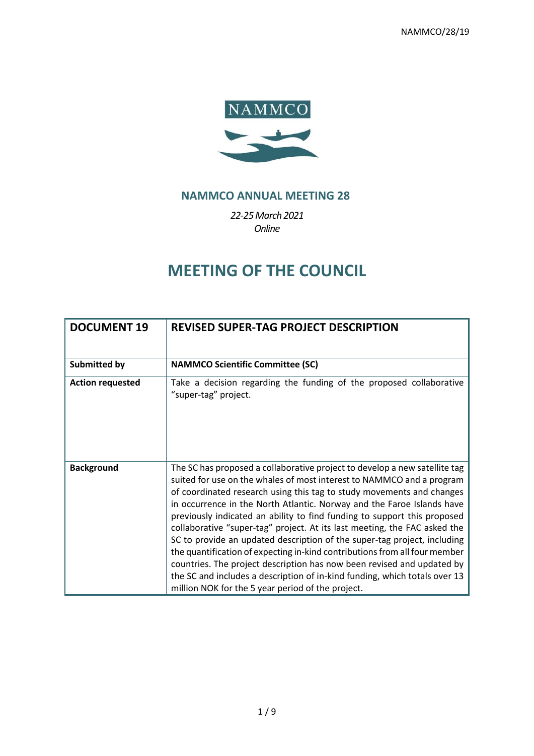NAMMCO

# NAMMCO ANNUAL MEETING 28

*22-25 March 2021*
*Online*

# MEETING OF THE COUNCIL

| | |
|---|---|
| **DOCUMENT 19** | **REVISED SUPER-TAG PROJECT DESCRIPTION** |
| **Submitted by** | **NAMMCO Scientific Committee (SC)** |
| **Action requested** | Take a decision regarding the funding of the proposed collaborative "super-tag" project. |
| **Background** | The SC has proposed a collaborative project to develop a new satellite tag suited for use on the whales of most interest to NAMMCO and a program of coordinated research using this tag to study movements and changes in occurrence in the North Atlantic. Norway and the Faroe Islands have previously indicated an ability to find funding to support this proposed collaborative "super-tag" project. At its last meeting, the FAC asked the SC to provide an updated description of the super-tag project, including the quantification of expecting in-kind contributions from all four member countries. The project description has now been revised and updated by the SC and includes a description of in-kind funding, which totals over 13 million NOK for the 5 year period of the project. |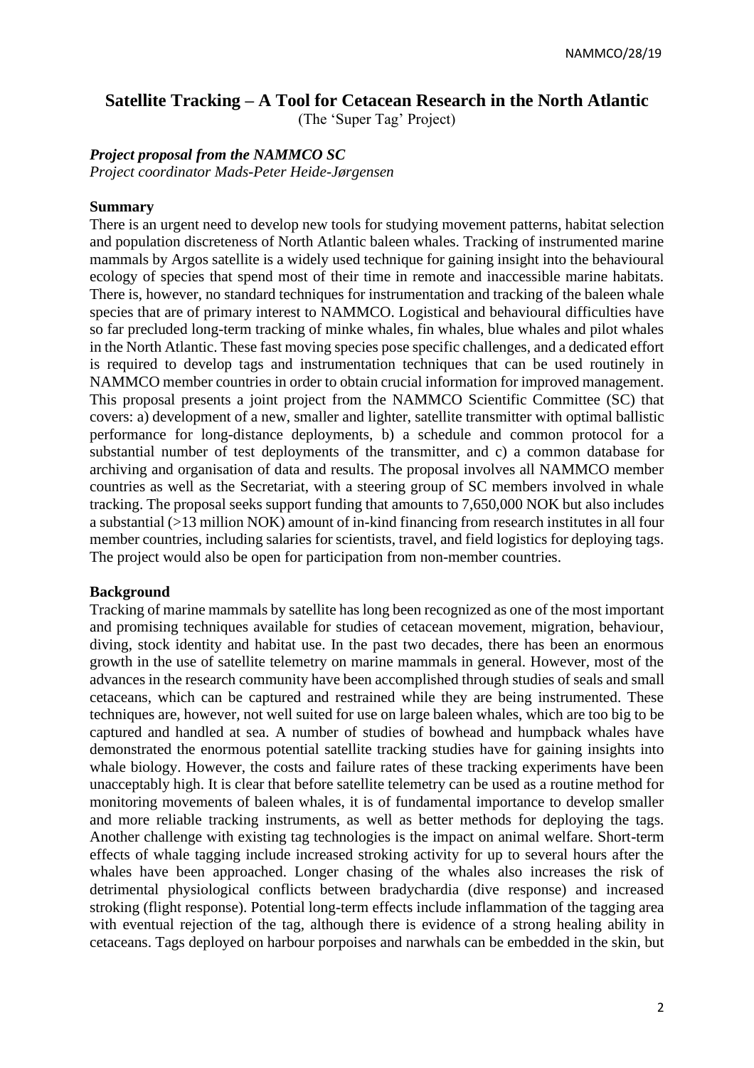# Satellite Tracking – A Tool for Cetacean Research in the North Atlantic

(The 'Super Tag' Project)

***Project proposal from the NAMMCO SC***

*Project coordinator Mads-Peter Heide-Jørgensen*

## Summary

There is an urgent need to develop new tools for studying movement patterns, habitat selection and population discreteness of North Atlantic baleen whales. Tracking of instrumented marine mammals by Argos satellite is a widely used technique for gaining insight into the behavioural ecology of species that spend most of their time in remote and inaccessible marine habitats. There is, however, no standard techniques for instrumentation and tracking of the baleen whale species that are of primary interest to NAMMCO. Logistical and behavioural difficulties have so far precluded long-term tracking of minke whales, fin whales, blue whales and pilot whales in the North Atlantic. These fast moving species pose specific challenges, and a dedicated effort is required to develop tags and instrumentation techniques that can be used routinely in NAMMCO member countries in order to obtain crucial information for improved management. This proposal presents a joint project from the NAMMCO Scientific Committee (SC) that covers: a) development of a new, smaller and lighter, satellite transmitter with optimal ballistic performance for long-distance deployments, b) a schedule and common protocol for a substantial number of test deployments of the transmitter, and c) a common database for archiving and organisation of data and results. The proposal involves all NAMMCO member countries as well as the Secretariat, with a steering group of SC members involved in whale tracking. The proposal seeks support funding that amounts to 7,650,000 NOK but also includes a substantial (>13 million NOK) amount of in-kind financing from research institutes in all four member countries, including salaries for scientists, travel, and field logistics for deploying tags. The project would also be open for participation from non-member countries.

## Background

Tracking of marine mammals by satellite has long been recognized as one of the most important and promising techniques available for studies of cetacean movement, migration, behaviour, diving, stock identity and habitat use. In the past two decades, there has been an enormous growth in the use of satellite telemetry on marine mammals in general. However, most of the advances in the research community have been accomplished through studies of seals and small cetaceans, which can be captured and restrained while they are being instrumented. These techniques are, however, not well suited for use on large baleen whales, which are too big to be captured and handled at sea. A number of studies of bowhead and humpback whales have demonstrated the enormous potential satellite tracking studies have for gaining insights into whale biology. However, the costs and failure rates of these tracking experiments have been unacceptably high. It is clear that before satellite telemetry can be used as a routine method for monitoring movements of baleen whales, it is of fundamental importance to develop smaller and more reliable tracking instruments, as well as better methods for deploying the tags. Another challenge with existing tag technologies is the impact on animal welfare. Short-term effects of whale tagging include increased stroking activity for up to several hours after the whales have been approached. Longer chasing of the whales also increases the risk of detrimental physiological conflicts between bradychardia (dive response) and increased stroking (flight response). Potential long-term effects include inflammation of the tagging area with eventual rejection of the tag, although there is evidence of a strong healing ability in cetaceans. Tags deployed on harbour porpoises and narwhals can be embedded in the skin, but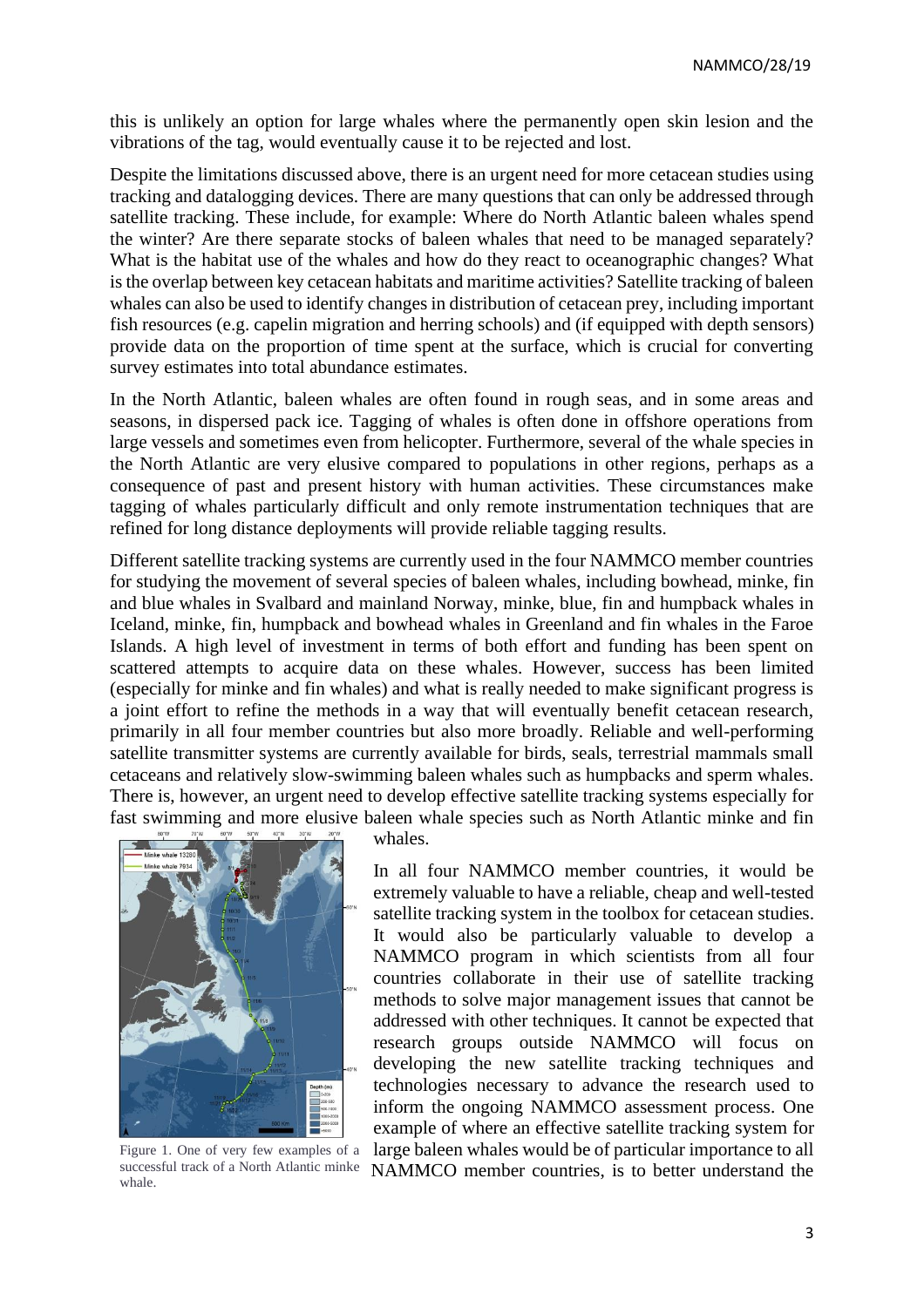this is unlikely an option for large whales where the permanently open skin lesion and the vibrations of the tag, would eventually cause it to be rejected and lost.

Despite the limitations discussed above, there is an urgent need for more cetacean studies using tracking and datalogging devices. There are many questions that can only be addressed through satellite tracking. These include, for example: Where do North Atlantic baleen whales spend the winter? Are there separate stocks of baleen whales that need to be managed separately? What is the habitat use of the whales and how do they react to oceanographic changes? What is the overlap between key cetacean habitats and maritime activities? Satellite tracking of baleen whales can also be used to identify changes in distribution of cetacean prey, including important fish resources (e.g. capelin migration and herring schools) and (if equipped with depth sensors) provide data on the proportion of time spent at the surface, which is crucial for converting survey estimates into total abundance estimates.

In the North Atlantic, baleen whales are often found in rough seas, and in some areas and seasons, in dispersed pack ice. Tagging of whales is often done in offshore operations from large vessels and sometimes even from helicopter. Furthermore, several of the whale species in the North Atlantic are very elusive compared to populations in other regions, perhaps as a consequence of past and present history with human activities. These circumstances make tagging of whales particularly difficult and only remote instrumentation techniques that are refined for long distance deployments will provide reliable tagging results.

Different satellite tracking systems are currently used in the four NAMMCO member countries for studying the movement of several species of baleen whales, including bowhead, minke, fin and blue whales in Svalbard and mainland Norway, minke, blue, fin and humpback whales in Iceland, minke, fin, humpback and bowhead whales in Greenland and fin whales in the Faroe Islands. A high level of investment in terms of both effort and funding has been spent on scattered attempts to acquire data on these whales. However, success has been limited (especially for minke and fin whales) and what is really needed to make significant progress is a joint effort to refine the methods in a way that will eventually benefit cetacean research, primarily in all four member countries but also more broadly. Reliable and well-performing satellite transmitter systems are currently available for birds, seals, terrestrial mammals small cetaceans and relatively slow-swimming baleen whales such as humpbacks and sperm whales. There is, however, an urgent need to develop effective satellite tracking systems especially for fast swimming and more elusive baleen whale species such as North Atlantic minke and fin whales.

Minke whale 15280
Minke whale 7934
Depth (m)
500 Km

Figure 1. One of very few examples of a successful track of a North Atlantic minke whale.

In all four NAMMCO member countries, it would be extremely valuable to have a reliable, cheap and well-tested satellite tracking system in the toolbox for cetacean studies. It would also be particularly valuable to develop a NAMMCO program in which scientists from all four countries collaborate in their use of satellite tracking methods to solve major management issues that cannot be addressed with other techniques. It cannot be expected that research groups outside NAMMCO will focus on developing the new satellite tracking techniques and technologies necessary to advance the research used to inform the ongoing NAMMCO assessment process. One example of where an effective satellite tracking system for large baleen whales would be of particular importance to all NAMMCO member countries, is to better understand the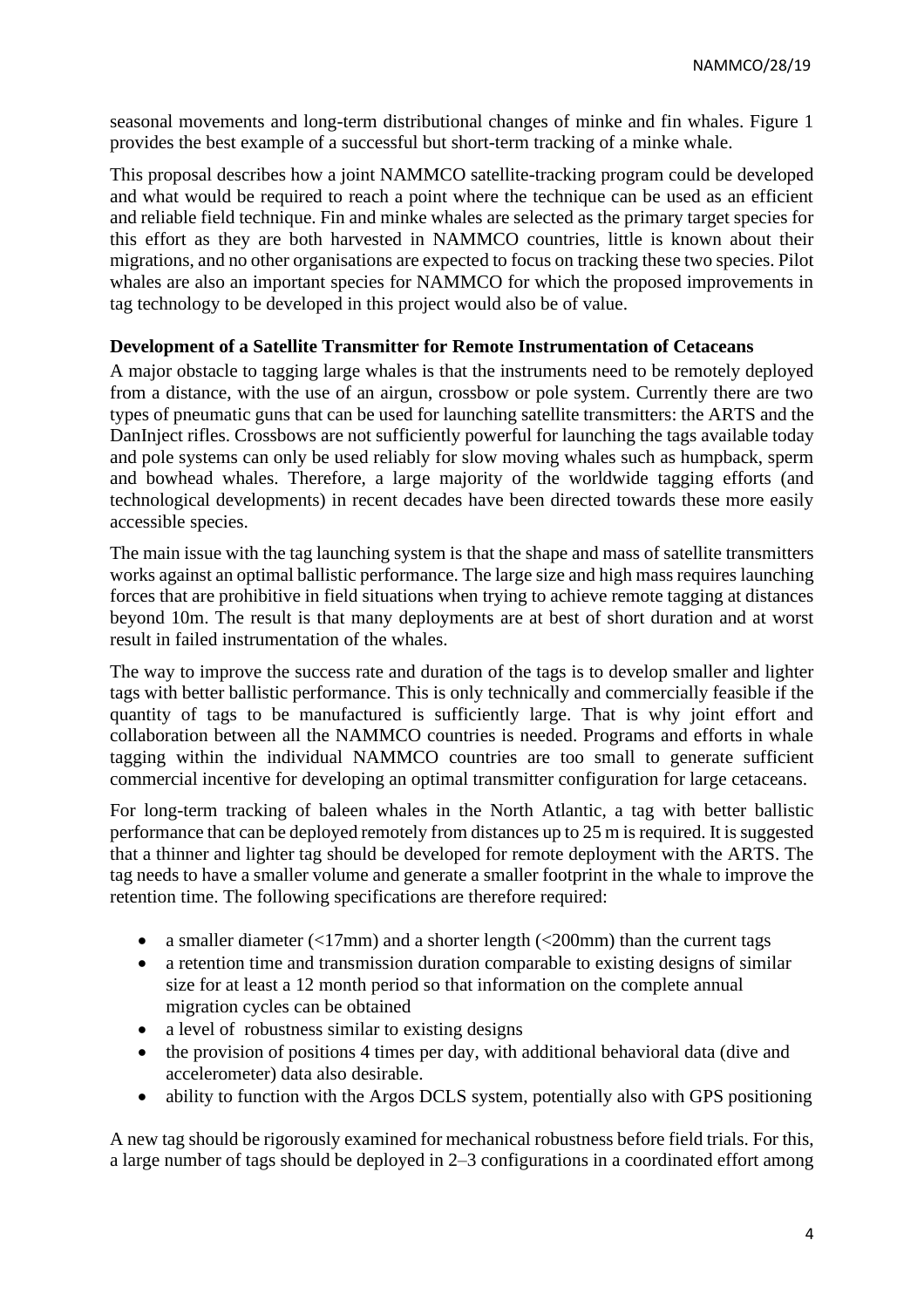seasonal movements and long-term distributional changes of minke and fin whales. Figure 1 provides the best example of a successful but short-term tracking of a minke whale.

This proposal describes how a joint NAMMCO satellite-tracking program could be developed and what would be required to reach a point where the technique can be used as an efficient and reliable field technique. Fin and minke whales are selected as the primary target species for this effort as they are both harvested in NAMMCO countries, little is known about their migrations, and no other organisations are expected to focus on tracking these two species. Pilot whales are also an important species for NAMMCO for which the proposed improvements in tag technology to be developed in this project would also be of value.

**Development of a Satellite Transmitter for Remote Instrumentation of Cetaceans**

A major obstacle to tagging large whales is that the instruments need to be remotely deployed from a distance, with the use of an airgun, crossbow or pole system. Currently there are two types of pneumatic guns that can be used for launching satellite transmitters: the ARTS and the DanInject rifles. Crossbows are not sufficiently powerful for launching the tags available today and pole systems can only be used reliably for slow moving whales such as humpback, sperm and bowhead whales. Therefore, a large majority of the worldwide tagging efforts (and technological developments) in recent decades have been directed towards these more easily accessible species.

The main issue with the tag launching system is that the shape and mass of satellite transmitters works against an optimal ballistic performance. The large size and high mass requires launching forces that are prohibitive in field situations when trying to achieve remote tagging at distances beyond 10m. The result is that many deployments are at best of short duration and at worst result in failed instrumentation of the whales.

The way to improve the success rate and duration of the tags is to develop smaller and lighter tags with better ballistic performance. This is only technically and commercially feasible if the quantity of tags to be manufactured is sufficiently large. That is why joint effort and collaboration between all the NAMMCO countries is needed. Programs and efforts in whale tagging within the individual NAMMCO countries are too small to generate sufficient commercial incentive for developing an optimal transmitter configuration for large cetaceans.

For long-term tracking of baleen whales in the North Atlantic, a tag with better ballistic performance that can be deployed remotely from distances up to 25 m is required. It is suggested that a thinner and lighter tag should be developed for remote deployment with the ARTS. The tag needs to have a smaller volume and generate a smaller footprint in the whale to improve the retention time. The following specifications are therefore required:

- a smaller diameter (<17mm) and a shorter length (<200mm) than the current tags
- a retention time and transmission duration comparable to existing designs of similar size for at least a 12 month period so that information on the complete annual migration cycles can be obtained
- a level of robustness similar to existing designs
- the provision of positions 4 times per day, with additional behavioral data (dive and accelerometer) data also desirable.
- ability to function with the Argos DCLS system, potentially also with GPS positioning

A new tag should be rigorously examined for mechanical robustness before field trials. For this, a large number of tags should be deployed in 2–3 configurations in a coordinated effort among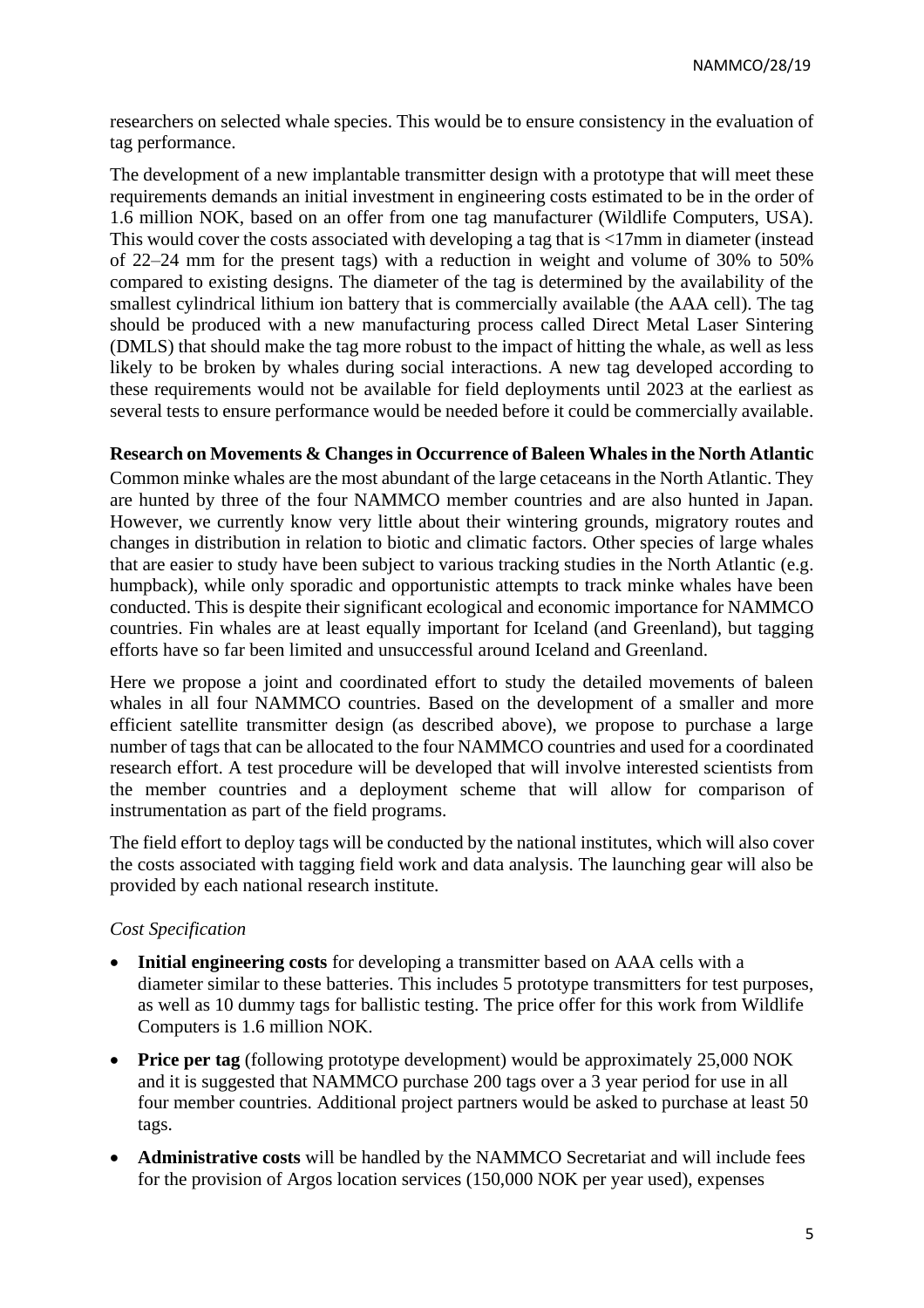researchers on selected whale species. This would be to ensure consistency in the evaluation of tag performance.

The development of a new implantable transmitter design with a prototype that will meet these requirements demands an initial investment in engineering costs estimated to be in the order of 1.6 million NOK, based on an offer from one tag manufacturer (Wildlife Computers, USA). This would cover the costs associated with developing a tag that is <17mm in diameter (instead of 22–24 mm for the present tags) with a reduction in weight and volume of 30% to 50% compared to existing designs. The diameter of the tag is determined by the availability of the smallest cylindrical lithium ion battery that is commercially available (the AAA cell). The tag should be produced with a new manufacturing process called Direct Metal Laser Sintering (DMLS) that should make the tag more robust to the impact of hitting the whale, as well as less likely to be broken by whales during social interactions. A new tag developed according to these requirements would not be available for field deployments until 2023 at the earliest as several tests to ensure performance would be needed before it could be commercially available.

**Research on Movements & Changes in Occurrence of Baleen Whales in the North Atlantic**

Common minke whales are the most abundant of the large cetaceans in the North Atlantic. They are hunted by three of the four NAMMCO member countries and are also hunted in Japan. However, we currently know very little about their wintering grounds, migratory routes and changes in distribution in relation to biotic and climatic factors. Other species of large whales that are easier to study have been subject to various tracking studies in the North Atlantic (e.g. humpback), while only sporadic and opportunistic attempts to track minke whales have been conducted. This is despite their significant ecological and economic importance for NAMMCO countries. Fin whales are at least equally important for Iceland (and Greenland), but tagging efforts have so far been limited and unsuccessful around Iceland and Greenland.

Here we propose a joint and coordinated effort to study the detailed movements of baleen whales in all four NAMMCO countries. Based on the development of a smaller and more efficient satellite transmitter design (as described above), we propose to purchase a large number of tags that can be allocated to the four NAMMCO countries and used for a coordinated research effort. A test procedure will be developed that will involve interested scientists from the member countries and a deployment scheme that will allow for comparison of instrumentation as part of the field programs.

The field effort to deploy tags will be conducted by the national institutes, which will also cover the costs associated with tagging field work and data analysis. The launching gear will also be provided by each national research institute.

*Cost Specification*

- **Initial engineering costs** for developing a transmitter based on AAA cells with a diameter similar to these batteries. This includes 5 prototype transmitters for test purposes, as well as 10 dummy tags for ballistic testing. The price offer for this work from Wildlife Computers is 1.6 million NOK.
- **Price per tag** (following prototype development) would be approximately 25,000 NOK and it is suggested that NAMMCO purchase 200 tags over a 3 year period for use in all four member countries. Additional project partners would be asked to purchase at least 50 tags.
- **Administrative costs** will be handled by the NAMMCO Secretariat and will include fees for the provision of Argos location services (150,000 NOK per year used), expenses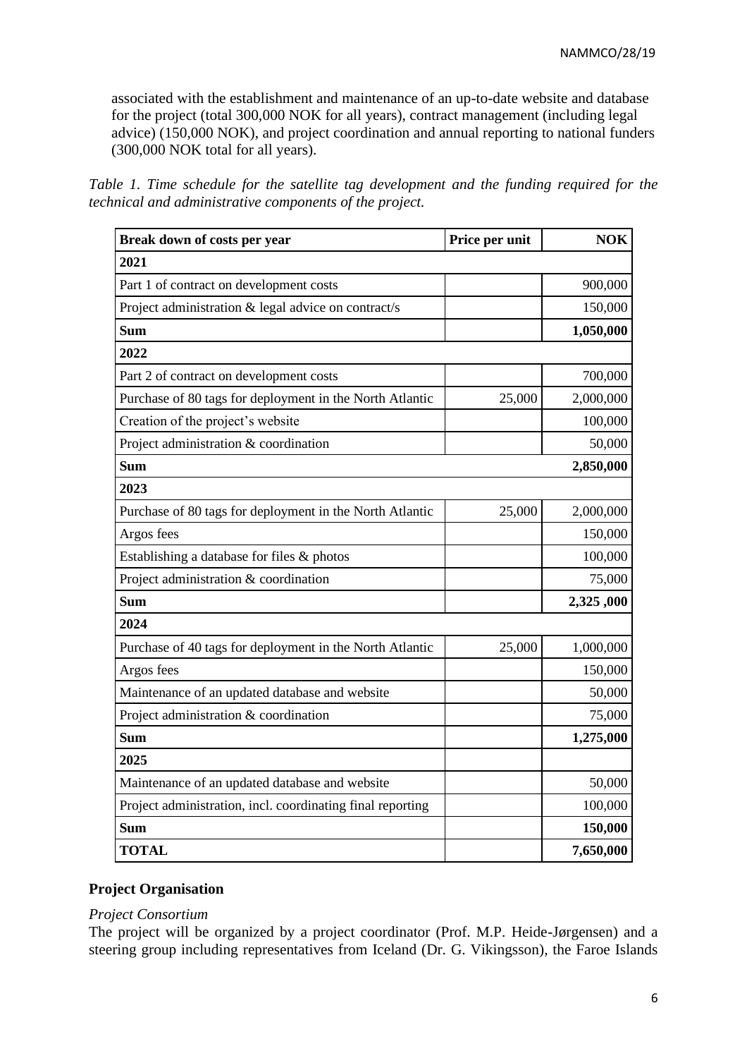associated with the establishment and maintenance of an up-to-date website and database for the project (total 300,000 NOK for all years), contract management (including legal advice) (150,000 NOK), and project coordination and annual reporting to national funders (300,000 NOK total for all years).

*Table 1. Time schedule for the satellite tag development and the funding required for the technical and administrative components of the project.*

| **Break down of costs per year** | **Price per unit** | **NOK** |
|---|---|---|
| **2021** | | |
| Part 1 of contract on development costs | | 900,000 |
| Project administration & legal advice on contract/s | | 150,000 |
| **Sum** | | **1,050,000** |
| **2022** | | |
| Part 2 of contract on development costs | | 700,000 |
| Purchase of 80 tags for deployment in the North Atlantic | 25,000 | 2,000,000 |
| Creation of the project's website | | 100,000 |
| Project administration & coordination | | 50,000 |
| **Sum** | | **2,850,000** |
| **2023** | | |
| Purchase of 80 tags for deployment in the North Atlantic | 25,000 | 2,000,000 |
| Argos fees | | 150,000 |
| Establishing a database for files & photos | | 100,000 |
| Project administration & coordination | | 75,000 |
| **Sum** | | **2,325 ,000** |
| **2024** | | |
| Purchase of 40 tags for deployment in the North Atlantic | 25,000 | 1,000,000 |
| Argos fees | | 150,000 |
| Maintenance of an updated database and website | | 50,000 |
| Project administration & coordination | | 75,000 |
| **Sum** | | **1,275,000** |
| **2025** | | |
| Maintenance of an updated database and website | | 50,000 |
| Project administration, incl. coordinating final reporting | | 100,000 |
| **Sum** | | **150,000** |
| **TOTAL** | | **7,650,000** |

## Project Organisation

### *Project Consortium*

The project will be organized by a project coordinator (Prof. M.P. Heide-Jørgensen) and a steering group including representatives from Iceland (Dr. G. Vikingsson), the Faroe Islands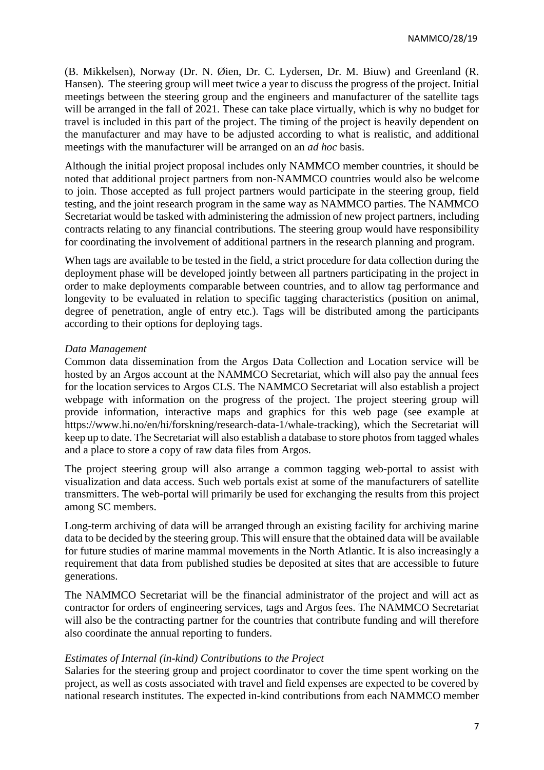(B. Mikkelsen), Norway (Dr. N. Øien, Dr. C. Lydersen, Dr. M. Biuw) and Greenland (R. Hansen). The steering group will meet twice a year to discuss the progress of the project. Initial meetings between the steering group and the engineers and manufacturer of the satellite tags will be arranged in the fall of 2021. These can take place virtually, which is why no budget for travel is included in this part of the project. The timing of the project is heavily dependent on the manufacturer and may have to be adjusted according to what is realistic, and additional meetings with the manufacturer will be arranged on an *ad hoc* basis.

Although the initial project proposal includes only NAMMCO member countries, it should be noted that additional project partners from non-NAMMCO countries would also be welcome to join. Those accepted as full project partners would participate in the steering group, field testing, and the joint research program in the same way as NAMMCO parties. The NAMMCO Secretariat would be tasked with administering the admission of new project partners, including contracts relating to any financial contributions. The steering group would have responsibility for coordinating the involvement of additional partners in the research planning and program.

When tags are available to be tested in the field, a strict procedure for data collection during the deployment phase will be developed jointly between all partners participating in the project in order to make deployments comparable between countries, and to allow tag performance and longevity to be evaluated in relation to specific tagging characteristics (position on animal, degree of penetration, angle of entry etc.). Tags will be distributed among the participants according to their options for deploying tags.

*Data Management*

Common data dissemination from the Argos Data Collection and Location service will be hosted by an Argos account at the NAMMCO Secretariat, which will also pay the annual fees for the location services to Argos CLS. The NAMMCO Secretariat will also establish a project webpage with information on the progress of the project. The project steering group will provide information, interactive maps and graphics for this web page (see example at https://www.hi.no/en/hi/forskning/research-data-1/whale-tracking), which the Secretariat will keep up to date. The Secretariat will also establish a database to store photos from tagged whales and a place to store a copy of raw data files from Argos.

The project steering group will also arrange a common tagging web-portal to assist with visualization and data access. Such web portals exist at some of the manufacturers of satellite transmitters. The web-portal will primarily be used for exchanging the results from this project among SC members.

Long-term archiving of data will be arranged through an existing facility for archiving marine data to be decided by the steering group. This will ensure that the obtained data will be available for future studies of marine mammal movements in the North Atlantic. It is also increasingly a requirement that data from published studies be deposited at sites that are accessible to future generations.

The NAMMCO Secretariat will be the financial administrator of the project and will act as contractor for orders of engineering services, tags and Argos fees. The NAMMCO Secretariat will also be the contracting partner for the countries that contribute funding and will therefore also coordinate the annual reporting to funders.

*Estimates of Internal (in-kind) Contributions to the Project*

Salaries for the steering group and project coordinator to cover the time spent working on the project, as well as costs associated with travel and field expenses are expected to be covered by national research institutes. The expected in-kind contributions from each NAMMCO member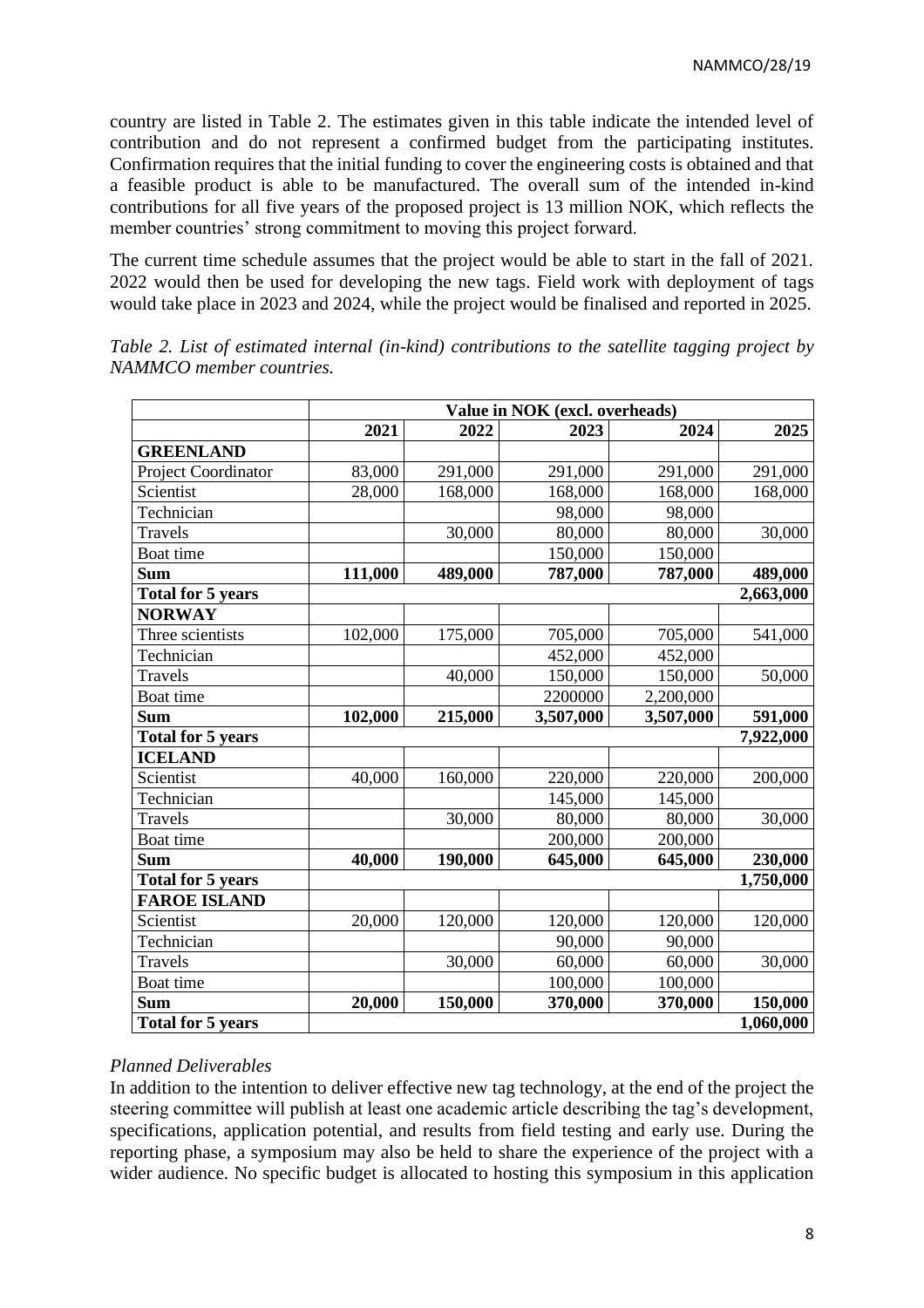country are listed in Table 2. The estimates given in this table indicate the intended level of contribution and do not represent a confirmed budget from the participating institutes. Confirmation requires that the initial funding to cover the engineering costs is obtained and that a feasible product is able to be manufactured. The overall sum of the intended in-kind contributions for all five years of the proposed project is 13 million NOK, which reflects the member countries' strong commitment to moving this project forward.

The current time schedule assumes that the project would be able to start in the fall of 2021. 2022 would then be used for developing the new tags. Field work with deployment of tags would take place in 2023 and 2024, while the project would be finalised and reported in 2025.

*Table 2. List of estimated internal (in-kind) contributions to the satellite tagging project by NAMMCO member countries.*

| | Value in NOK (excl. overheads) | | | | |
|---|---|---|---|---|---|
| | **2021** | **2022** | **2023** | **2024** | **2025** |
| **GREENLAND** | | | | | |
| Project Coordinator | 83,000 | 291,000 | 291,000 | 291,000 | 291,000 |
| Scientist | 28,000 | 168,000 | 168,000 | 168,000 | 168,000 |
| Technician | | | 98,000 | 98,000 | |
| Travels | | 30,000 | 80,000 | 80,000 | 30,000 |
| Boat time | | | 150,000 | 150,000 | |
| **Sum** | **111,000** | **489,000** | **787,000** | **787,000** | **489,000** |
| **Total for 5 years** | | | | | **2,663,000** |
| **NORWAY** | | | | | |
| Three scientists | 102,000 | 175,000 | 705,000 | 705,000 | 541,000 |
| Technician | | | 452,000 | 452,000 | |
| Travels | | 40,000 | 150,000 | 150,000 | 50,000 |
| Boat time | | | 2200000 | 2,200,000 | |
| **Sum** | **102,000** | **215,000** | **3,507,000** | **3,507,000** | **591,000** |
| **Total for 5 years** | | | | | **7,922,000** |
| **ICELAND** | | | | | |
| Scientist | 40,000 | 160,000 | 220,000 | 220,000 | 200,000 |
| Technician | | | 145,000 | 145,000 | |
| Travels | | 30,000 | 80,000 | 80,000 | 30,000 |
| Boat time | | | 200,000 | 200,000 | |
| **Sum** | **40,000** | **190,000** | **645,000** | **645,000** | **230,000** |
| **Total for 5 years** | | | | | **1,750,000** |
| **FAROE ISLAND** | | | | | |
| Scientist | 20,000 | 120,000 | 120,000 | 120,000 | 120,000 |
| Technician | | | 90,000 | 90,000 | |
| Travels | | 30,000 | 60,000 | 60,000 | 30,000 |
| Boat time | | | 100,000 | 100,000 | |
| **Sum** | **20,000** | **150,000** | **370,000** | **370,000** | **150,000** |
| **Total for 5 years** | | | | | **1,060,000** |

*Planned Deliverables*

In addition to the intention to deliver effective new tag technology, at the end of the project the steering committee will publish at least one academic article describing the tag's development, specifications, application potential, and results from field testing and early use. During the reporting phase, a symposium may also be held to share the experience of the project with a wider audience. No specific budget is allocated to hosting this symposium in this application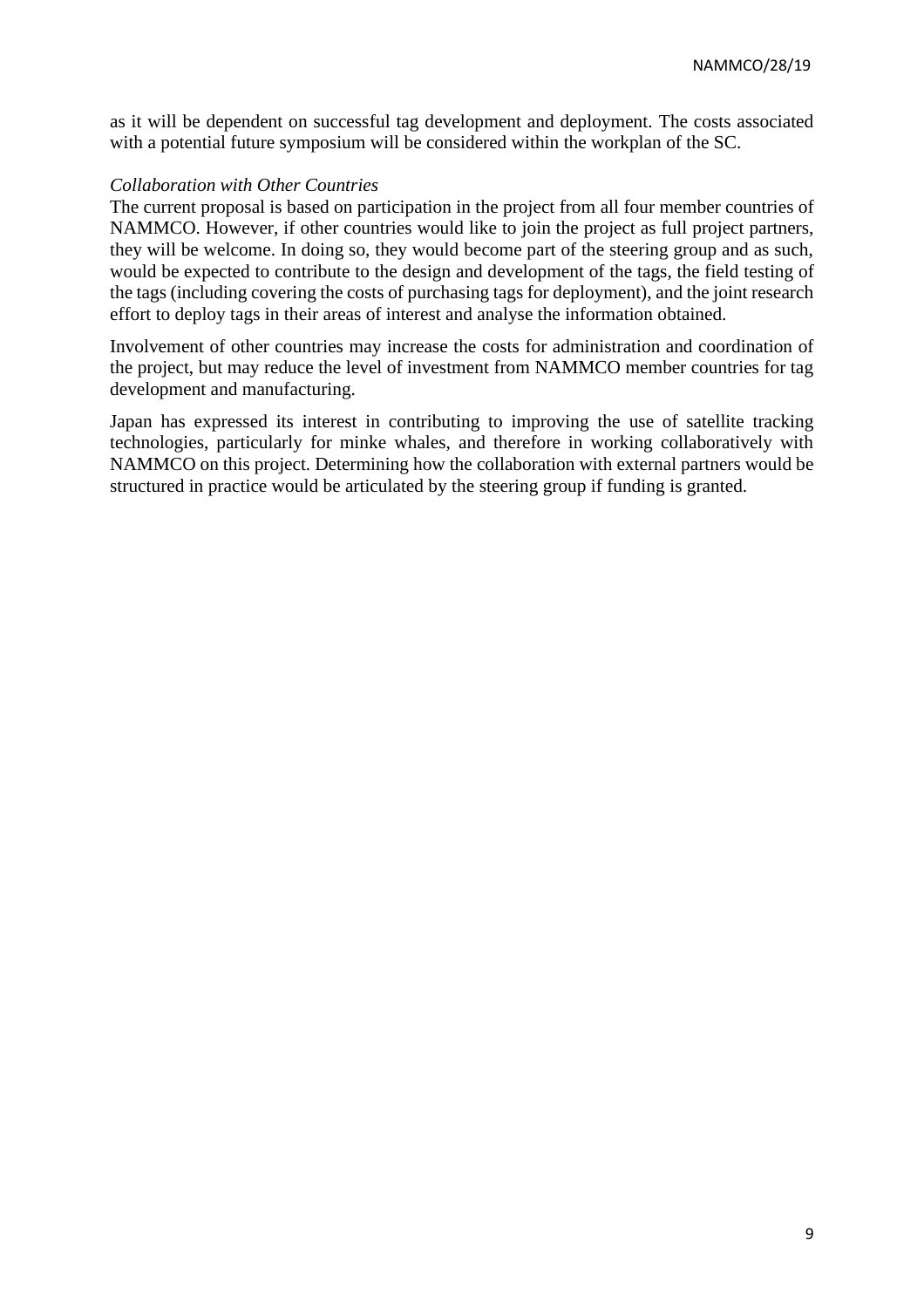as it will be dependent on successful tag development and deployment. The costs associated with a potential future symposium will be considered within the workplan of the SC.

*Collaboration with Other Countries*

The current proposal is based on participation in the project from all four member countries of NAMMCO. However, if other countries would like to join the project as full project partners, they will be welcome. In doing so, they would become part of the steering group and as such, would be expected to contribute to the design and development of the tags, the field testing of the tags (including covering the costs of purchasing tags for deployment), and the joint research effort to deploy tags in their areas of interest and analyse the information obtained.

Involvement of other countries may increase the costs for administration and coordination of the project, but may reduce the level of investment from NAMMCO member countries for tag development and manufacturing.

Japan has expressed its interest in contributing to improving the use of satellite tracking technologies, particularly for minke whales, and therefore in working collaboratively with NAMMCO on this project. Determining how the collaboration with external partners would be structured in practice would be articulated by the steering group if funding is granted.